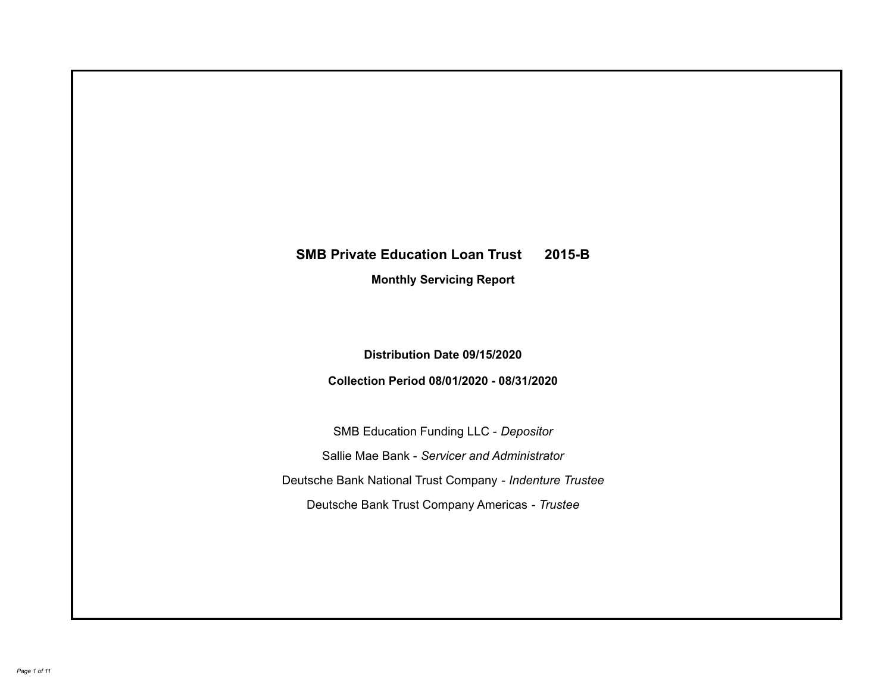# SMB Private Education Loan Trust 2015-B

**Monthly Servicing Report**

**Distribution Date 09/15/2020**

**Collection Period 08/01/2020 - 08/31/2020**

SMB Education Funding LLC - *Depositor*

Sallie Mae Bank - *Servicer and Administrator*

Deutsche Bank National Trust Company - *Indenture Trustee*

Deutsche Bank Trust Company Americas - *Trustee*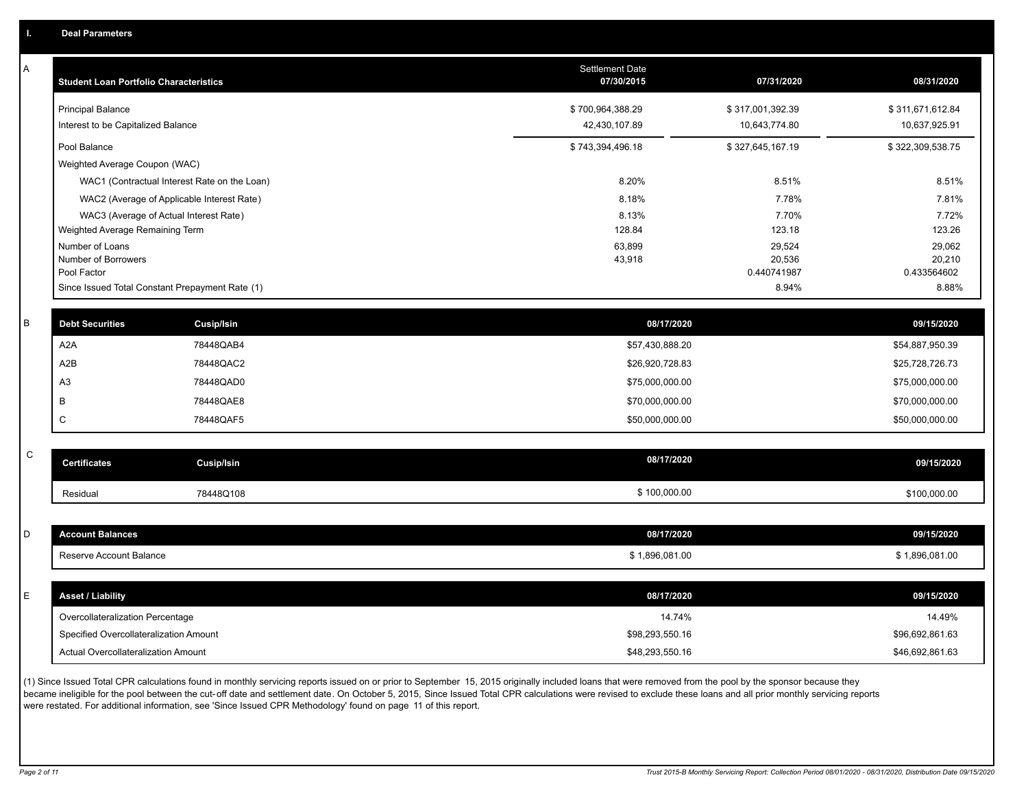# I. Deal Parameters

## A

| Student Loan Portfolio Characteristics | Settlement Date 07/30/2015 | 07/31/2020 | 08/31/2020 |
|---|---|---|---|
| Principal Balance | $ 700,964,388.29 | $ 317,001,392.39 | $ 311,671,612.84 |
| Interest to be Capitalized Balance | 42,430,107.89 | 10,643,774.80 | 10,637,925.91 |
| Pool Balance | $ 743,394,496.18 | $ 327,645,167.19 | $ 322,309,538.75 |
| Weighted Average Coupon (WAC) | | | |
| WAC1 (Contractual Interest Rate on the Loan) | 8.20% | 8.51% | 8.51% |
| WAC2 (Average of Applicable Interest Rate) | 8.18% | 7.78% | 7.81% |
| WAC3 (Average of Actual Interest Rate) | 8.13% | 7.70% | 7.72% |
| Weighted Average Remaining Term | 128.84 | 123.18 | 123.26 |
| Number of Loans | 63,899 | 29,524 | 29,062 |
| Number of Borrowers | 43,918 | 20,536 | 20,210 |
| Pool Factor | | 0.440741987 | 0.433564602 |
| Since Issued Total Constant Prepayment Rate (1) | | 8.94% | 8.88% |

## B

| Debt Securities | Cusip/Isin | 08/17/2020 | 09/15/2020 |
|---|---|---|---|
| A2A | 78448QAB4 | $57,430,888.20 | $54,887,950.39 |
| A2B | 78448QAC2 | $26,920,728.83 | $25,728,726.73 |
| A3 | 78448QAD0 | $75,000,000.00 | $75,000,000.00 |
| B | 78448QAE8 | $70,000,000.00 | $70,000,000.00 |
| C | 78448QAF5 | $50,000,000.00 | $50,000,000.00 |

## C

| Certificates | Cusip/Isin | 08/17/2020 | 09/15/2020 |
|---|---|---|---|
| Residual | 78448Q108 | $ 100,000.00 | $100,000.00 |

## D

| Account Balances | 08/17/2020 | 09/15/2020 |
|---|---|---|
| Reserve Account Balance | $ 1,896,081.00 | $ 1,896,081.00 |

## E

| Asset / Liability | 08/17/2020 | 09/15/2020 |
|---|---|---|
| Overcollateralization Percentage | 14.74% | 14.49% |
| Specified Overcollateralization Amount | $98,293,550.16 | $96,692,861.63 |
| Actual Overcollateralization Amount | $48,293,550.16 | $46,692,861.63 |

(1) Since Issued Total CPR calculations found in monthly servicing reports issued on or prior to September 15, 2015 originally included loans that were removed from the pool by the sponsor because they became ineligible for the pool between the cut-off date and settlement date. On October 5, 2015, Since Issued Total CPR calculations were revised to exclude these loans and all prior monthly servicing reports were restated. For additional information, see 'Since Issued CPR Methodology' found on page 11 of this report.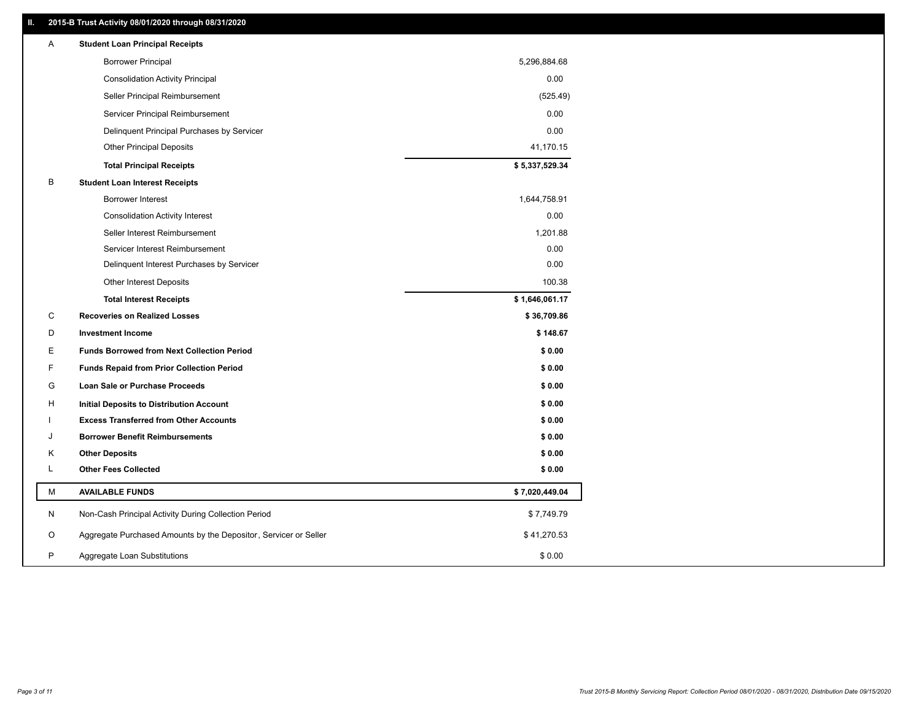## II. 2015-B Trust Activity 08/01/2020 through 08/31/2020

| | | |
|---|---|---|
| A | **Student Loan Principal Receipts** | |
| | Borrower Principal | 5,296,884.68 |
| | Consolidation Activity Principal | 0.00 |
| | Seller Principal Reimbursement | (525.49) |
| | Servicer Principal Reimbursement | 0.00 |
| | Delinquent Principal Purchases by Servicer | 0.00 |
| | Other Principal Deposits | 41,170.15 |
| | **Total Principal Receipts** | **$ 5,337,529.34** |
| B | **Student Loan Interest Receipts** | |
| | Borrower Interest | 1,644,758.91 |
| | Consolidation Activity Interest | 0.00 |
| | Seller Interest Reimbursement | 1,201.88 |
| | Servicer Interest Reimbursement | 0.00 |
| | Delinquent Interest Purchases by Servicer | 0.00 |
| | Other Interest Deposits | 100.38 |
| | **Total Interest Receipts** | **$ 1,646,061.17** |
| C | **Recoveries on Realized Losses** | **$ 36,709.86** |
| D | **Investment Income** | **$ 148.67** |
| E | **Funds Borrowed from Next Collection Period** | **$ 0.00** |
| F | **Funds Repaid from Prior Collection Period** | **$ 0.00** |
| G | **Loan Sale or Purchase Proceeds** | **$ 0.00** |
| H | **Initial Deposits to Distribution Account** | **$ 0.00** |
| I | **Excess Transferred from Other Accounts** | **$ 0.00** |
| J | **Borrower Benefit Reimbursements** | **$ 0.00** |
| K | **Other Deposits** | **$ 0.00** |
| L | **Other Fees Collected** | **$ 0.00** |
| M | **AVAILABLE FUNDS** | **$ 7,020,449.04** |
| N | Non-Cash Principal Activity During Collection Period | $ 7,749.79 |
| O | Aggregate Purchased Amounts by the Depositor, Servicer or Seller | $ 41,270.53 |
| P | Aggregate Loan Substitutions | $ 0.00 |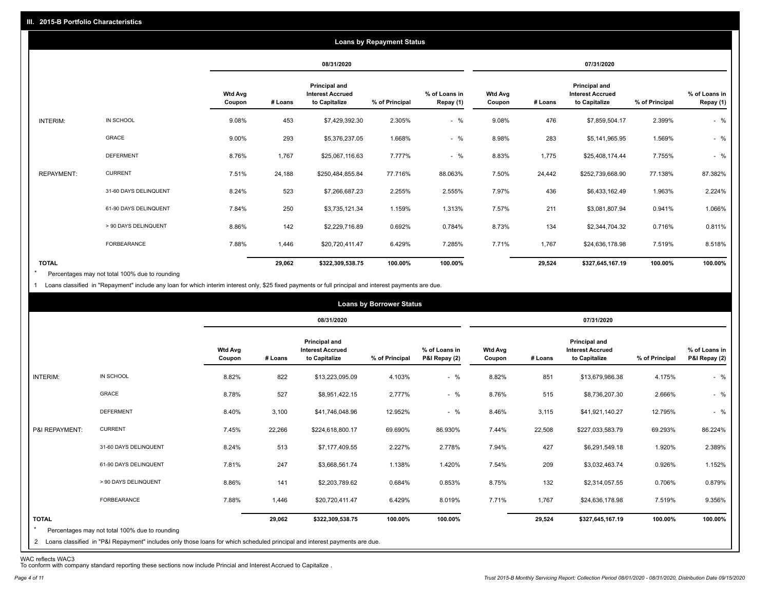## III. 2015-B Portfolio Characteristics

### Loans by Repayment Status

| | | 08/31/2020 | | | | | 07/31/2020 | | | | |
|---|---|---|---|---|---|---|---|---|---|---|---|
| | | Wtd Avg Coupon | # Loans | Principal and Interest Accrued to Capitalize | % of Principal | % of Loans in Repay (1) | Wtd Avg Coupon | # Loans | Principal and Interest Accrued to Capitalize | % of Principal | % of Loans in Repay (1) |
| INTERIM: | IN SCHOOL | 9.08% | 453 | $7,429,392.30 | 2.305% | - % | 9.08% | 476 | $7,859,504.17 | 2.399% | - % |
| | GRACE | 9.00% | 293 | $5,376,237.05 | 1.668% | - % | 8.98% | 283 | $5,141,965.95 | 1.569% | - % |
| | DEFERMENT | 8.76% | 1,767 | $25,067,116.63 | 7.777% | - % | 8.83% | 1,775 | $25,408,174.44 | 7.755% | - % |
| REPAYMENT: | CURRENT | 7.51% | 24,188 | $250,484,855.84 | 77.716% | 88.063% | 7.50% | 24,442 | $252,739,668.90 | 77.138% | 87.382% |
| | 31-60 DAYS DELINQUENT | 8.24% | 523 | $7,266,687.23 | 2.255% | 2.555% | 7.97% | 436 | $6,433,162.49 | 1.963% | 2.224% |
| | 61-90 DAYS DELINQUENT | 7.84% | 250 | $3,735,121.34 | 1.159% | 1.313% | 7.57% | 211 | $3,081,807.94 | 0.941% | 1.066% |
| | > 90 DAYS DELINQUENT | 8.86% | 142 | $2,229,716.89 | 0.692% | 0.784% | 8.73% | 134 | $2,344,704.32 | 0.716% | 0.811% |
| | FORBEARANCE | 7.88% | 1,446 | $20,720,411.47 | 6.429% | 7.285% | 7.71% | 1,767 | $24,636,178.98 | 7.519% | 8.518% |
| TOTAL | | | 29,062 | $322,309,538.75 | 100.00% | 100.00% | | 29,524 | $327,645,167.19 | 100.00% | 100.00% |

* Percentages may not total 100% due to rounding

1 Loans classified in "Repayment" include any loan for which interim interest only, $25 fixed payments or full principal and interest payments are due.

### Loans by Borrower Status

| | | 08/31/2020 | | | | | 07/31/2020 | | | | |
|---|---|---|---|---|---|---|---|---|---|---|---|
| | | Wtd Avg Coupon | # Loans | Principal and Interest Accrued to Capitalize | % of Principal | % of Loans in P&I Repay (2) | Wtd Avg Coupon | # Loans | Principal and Interest Accrued to Capitalize | % of Principal | % of Loans in P&I Repay (2) |
| INTERIM: | IN SCHOOL | 8.82% | 822 | $13,223,095.09 | 4.103% | - % | 8.82% | 851 | $13,679,986.38 | 4.175% | - % |
| | GRACE | 8.78% | 527 | $8,951,422.15 | 2.777% | - % | 8.76% | 515 | $8,736,207.30 | 2.666% | - % |
| | DEFERMENT | 8.40% | 3,100 | $41,746,048.96 | 12.952% | - % | 8.46% | 3,115 | $41,921,140.27 | 12.795% | - % |
| P&I REPAYMENT: | CURRENT | 7.45% | 22,266 | $224,618,800.17 | 69.690% | 86.930% | 7.44% | 22,508 | $227,033,583.79 | 69.293% | 86.224% |
| | 31-60 DAYS DELINQUENT | 8.24% | 513 | $7,177,409.55 | 2.227% | 2.778% | 7.94% | 427 | $6,291,549.18 | 1.920% | 2.389% |
| | 61-90 DAYS DELINQUENT | 7.81% | 247 | $3,668,561.74 | 1.138% | 1.420% | 7.54% | 209 | $3,032,463.74 | 0.926% | 1.152% |
| | > 90 DAYS DELINQUENT | 8.86% | 141 | $2,203,789.62 | 0.684% | 0.853% | 8.75% | 132 | $2,314,057.55 | 0.706% | 0.879% |
| | FORBEARANCE | 7.88% | 1,446 | $20,720,411.47 | 6.429% | 8.019% | 7.71% | 1,767 | $24,636,178.98 | 7.519% | 9.356% |
| TOTAL | | | 29,062 | $322,309,538.75 | 100.00% | 100.00% | | 29,524 | $327,645,167.19 | 100.00% | 100.00% |

* Percentages may not total 100% due to rounding

2 Loans classified in "P&I Repayment" includes only those loans for which scheduled principal and interest payments are due.

WAC reflects WAC3
To conform with company standard reporting these sections now include Princial and Interest Accrued to Capitalize .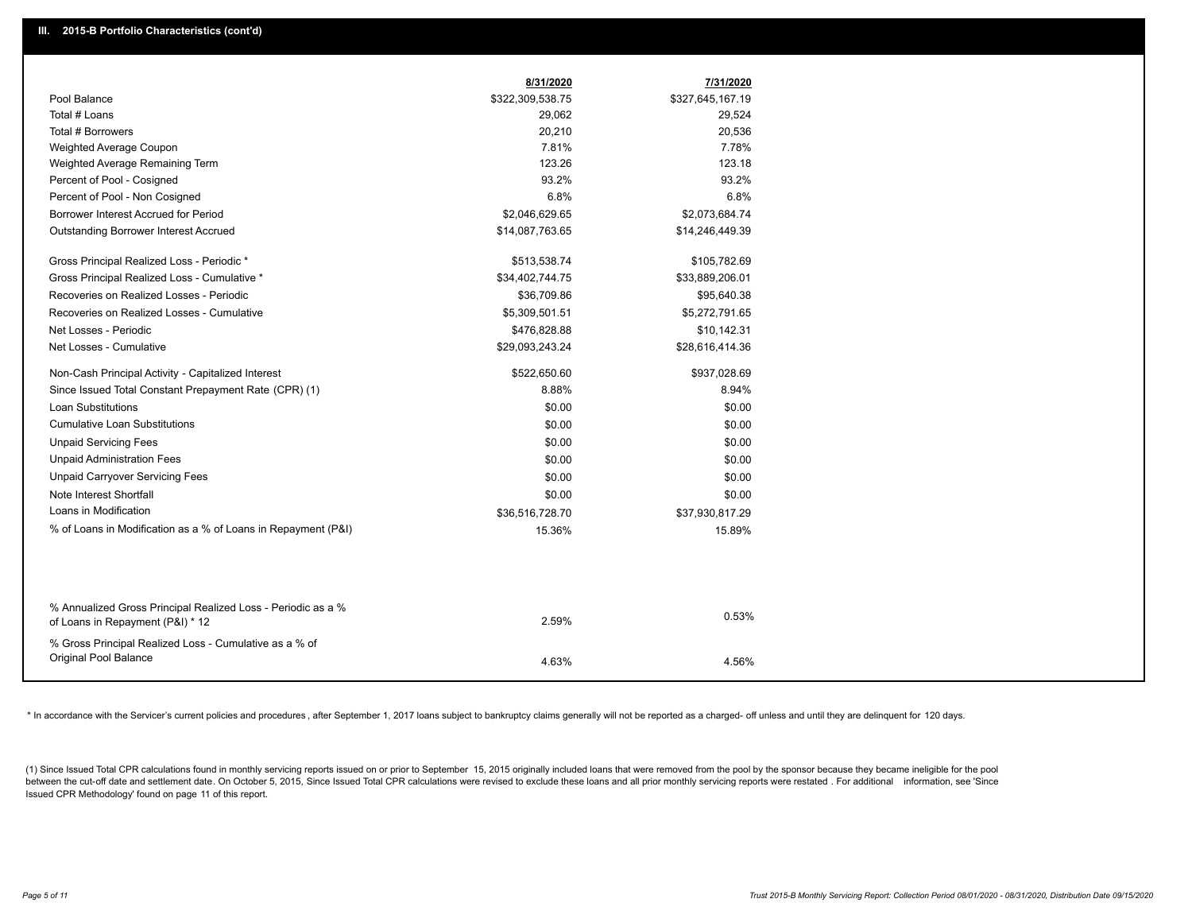## III. 2015-B Portfolio Characteristics (cont'd)

| | 8/31/2020 | 7/31/2020 |
|---|---|---|
| Pool Balance | $322,309,538.75 | $327,645,167.19 |
| Total # Loans | 29,062 | 29,524 |
| Total # Borrowers | 20,210 | 20,536 |
| Weighted Average Coupon | 7.81% | 7.78% |
| Weighted Average Remaining Term | 123.26 | 123.18 |
| Percent of Pool - Cosigned | 93.2% | 93.2% |
| Percent of Pool - Non Cosigned | 6.8% | 6.8% |
| Borrower Interest Accrued for Period | $2,046,629.65 | $2,073,684.74 |
| Outstanding Borrower Interest Accrued | $14,087,763.65 | $14,246,449.39 |
| Gross Principal Realized Loss - Periodic * | $513,538.74 | $105,782.69 |
| Gross Principal Realized Loss - Cumulative * | $34,402,744.75 | $33,889,206.01 |
| Recoveries on Realized Losses - Periodic | $36,709.86 | $95,640.38 |
| Recoveries on Realized Losses - Cumulative | $5,309,501.51 | $5,272,791.65 |
| Net Losses - Periodic | $476,828.88 | $10,142.31 |
| Net Losses - Cumulative | $29,093,243.24 | $28,616,414.36 |
| Non-Cash Principal Activity - Capitalized Interest | $522,650.60 | $937,028.69 |
| Since Issued Total Constant Prepayment Rate (CPR) (1) | 8.88% | 8.94% |
| Loan Substitutions | $0.00 | $0.00 |
| Cumulative Loan Substitutions | $0.00 | $0.00 |
| Unpaid Servicing Fees | $0.00 | $0.00 |
| Unpaid Administration Fees | $0.00 | $0.00 |
| Unpaid Carryover Servicing Fees | $0.00 | $0.00 |
| Note Interest Shortfall | $0.00 | $0.00 |
| Loans in Modification | $36,516,728.70 | $37,930,817.29 |
| % of Loans in Modification as a % of Loans in Repayment (P&I) | 15.36% | 15.89% |
| % Annualized Gross Principal Realized Loss - Periodic as a % of Loans in Repayment (P&I) * 12 | 2.59% | 0.53% |
| % Gross Principal Realized Loss - Cumulative as a % of Original Pool Balance | 4.63% | 4.56% |

* In accordance with the Servicer's current policies and procedures, after September 1, 2017 loans subject to bankruptcy claims generally will not be reported as a charged- off unless and until they are delinquent for 120 days.

(1) Since Issued Total CPR calculations found in monthly servicing reports issued on or prior to September 15, 2015 originally included loans that were removed from the pool by the sponsor because they became ineligible for the pool between the cut-off date and settlement date. On October 5, 2015, Since Issued Total CPR calculations were revised to exclude these loans and all prior monthly servicing reports were restated. For additional information, see 'Since Issued CPR Methodology' found on page 11 of this report.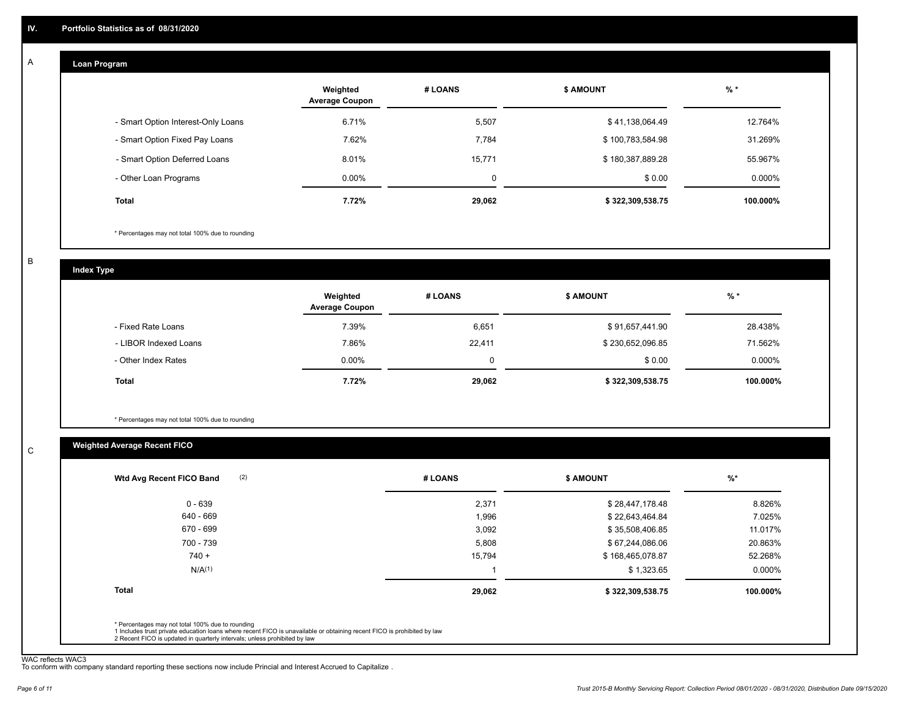# IV. Portfolio Statistics as of 08/31/2020

## A — Loan Program

| | Weighted Average Coupon | # LOANS | $ AMOUNT | % * |
|---|---|---|---|---|
| - Smart Option Interest-Only Loans | 6.71% | 5,507 | $ 41,138,064.49 | 12.764% |
| - Smart Option Fixed Pay Loans | 7.62% | 7,784 | $ 100,783,584.98 | 31.269% |
| - Smart Option Deferred Loans | 8.01% | 15,771 | $ 180,387,889.28 | 55.967% |
| - Other Loan Programs | 0.00% | 0 | $ 0.00 | 0.000% |
| **Total** | **7.72%** | **29,062** | **$ 322,309,538.75** | **100.000%** |

\* Percentages may not total 100% due to rounding

## B — Index Type

| | Weighted Average Coupon | # LOANS | $ AMOUNT | % * |
|---|---|---|---|---|
| - Fixed Rate Loans | 7.39% | 6,651 | $ 91,657,441.90 | 28.438% |
| - LIBOR Indexed Loans | 7.86% | 22,411 | $ 230,652,096.85 | 71.562% |
| - Other Index Rates | 0.00% | 0 | $ 0.00 | 0.000% |
| **Total** | **7.72%** | **29,062** | **$ 322,309,538.75** | **100.000%** |

\* Percentages may not total 100% due to rounding

## C — Weighted Average Recent FICO

| Wtd Avg Recent FICO Band (2) | # LOANS | $ AMOUNT | %* |
|---|---|---|---|
| 0 - 639 | 2,371 | $ 28,447,178.48 | 8.826% |
| 640 - 669 | 1,996 | $ 22,643,464.84 | 7.025% |
| 670 - 699 | 3,092 | $ 35,508,406.85 | 11.017% |
| 700 - 739 | 5,808 | $ 67,244,086.06 | 20.863% |
| 740 + | 15,794 | $ 168,465,078.87 | 52.268% |
| N/A(1) | 1 | $ 1,323.65 | 0.000% |
| **Total** | **29,062** | **$ 322,309,538.75** | **100.000%** |

\* Percentages may not total 100% due to rounding
1 Includes trust private education loans where recent FICO is unavailable or obtaining recent FICO is prohibited by law
2 Recent FICO is updated in quarterly intervals; unless prohibited by law

WAC reflects WAC3
To conform with company standard reporting these sections now include Princial and Interest Accrued to Capitalize .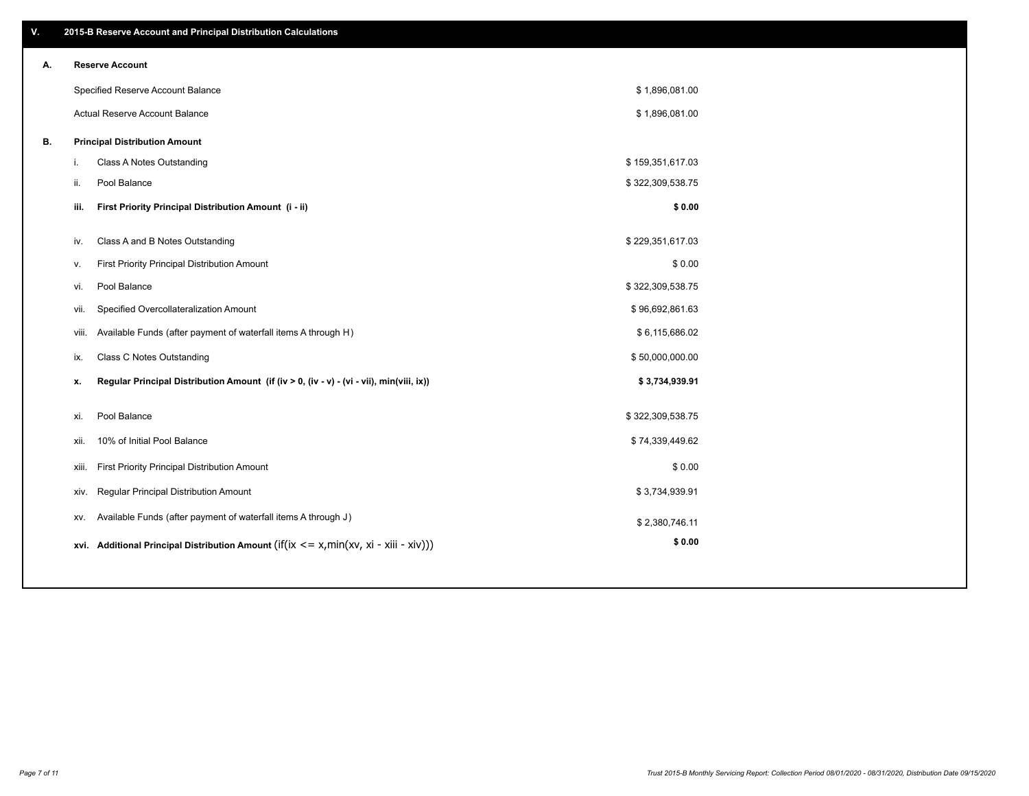## V. 2015-B Reserve Account and Principal Distribution Calculations

### A. Reserve Account

| | |
|---|---|
| Specified Reserve Account Balance | $ 1,896,081.00 |
| Actual Reserve Account Balance | $ 1,896,081.00 |

### B. Principal Distribution Amount

| | | |
|---|---|---|
| i. | Class A Notes Outstanding | $ 159,351,617.03 |
| ii. | Pool Balance | $ 322,309,538.75 |
| **iii.** | **First Priority Principal Distribution Amount (i - ii)** | **$ 0.00** |
| iv. | Class A and B Notes Outstanding | $ 229,351,617.03 |
| v. | First Priority Principal Distribution Amount | $ 0.00 |
| vi. | Pool Balance | $ 322,309,538.75 |
| vii. | Specified Overcollateralization Amount | $ 96,692,861.63 |
| viii. | Available Funds (after payment of waterfall items A through H) | $ 6,115,686.02 |
| ix. | Class C Notes Outstanding | $ 50,000,000.00 |
| **x.** | **Regular Principal Distribution Amount (if (iv > 0, (iv - v) - (vi - vii), min(viii, ix))** | **$ 3,734,939.91** |
| xi. | Pool Balance | $ 322,309,538.75 |
| xii. | 10% of Initial Pool Balance | $ 74,339,449.62 |
| xiii. | First Priority Principal Distribution Amount | $ 0.00 |
| xiv. | Regular Principal Distribution Amount | $ 3,734,939.91 |
| xv. | Available Funds (after payment of waterfall items A through J) | $ 2,380,746.11 |
| **xvi.** | **Additional Principal Distribution Amount** (if(ix <= x,min(xv, xi - xiii - xiv))) | **$ 0.00** |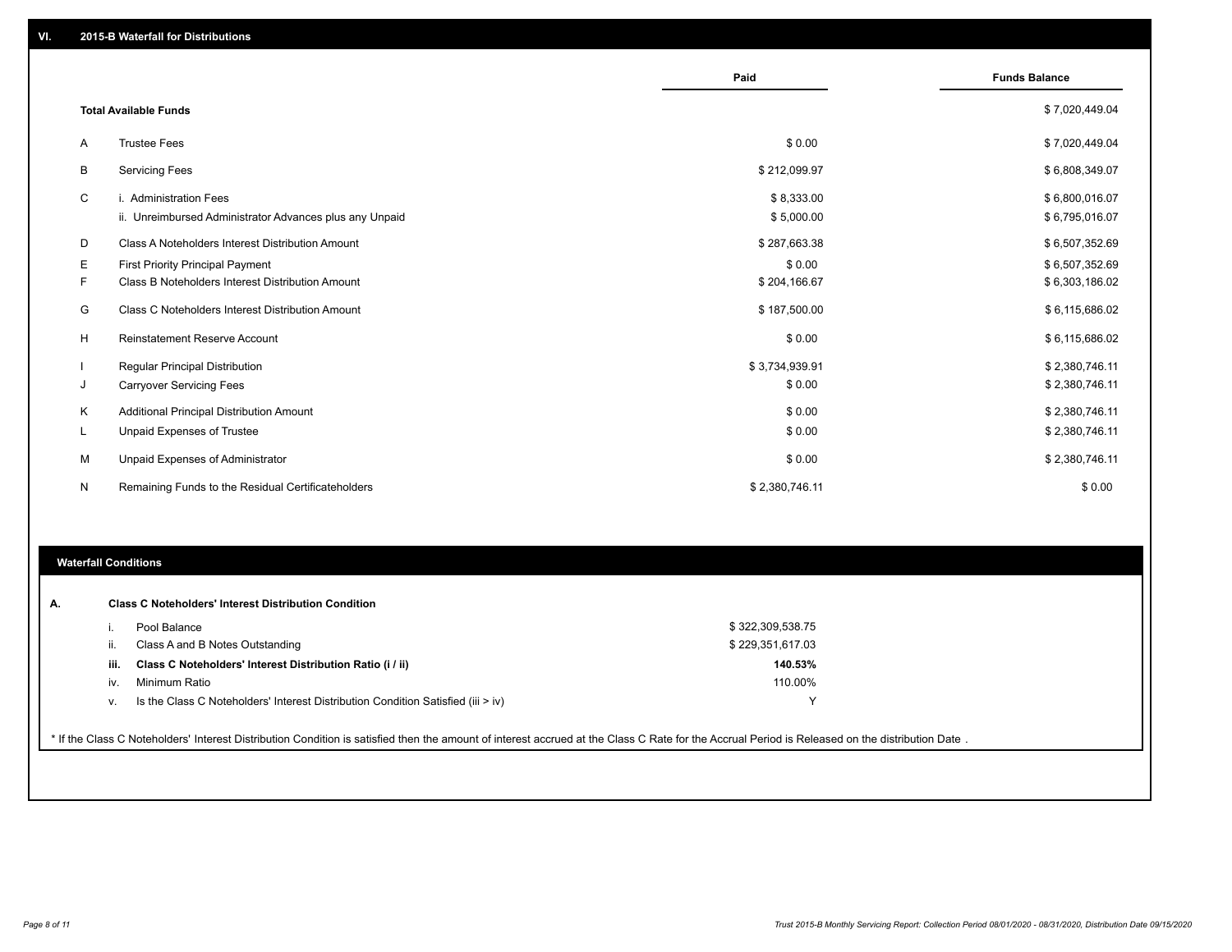## VI. 2015-B Waterfall for Distributions

| | | Paid | Funds Balance |
|---|---|---|---|
| | **Total Available Funds** | | $ 7,020,449.04 |
| A | Trustee Fees | $ 0.00 | $ 7,020,449.04 |
| B | Servicing Fees | $ 212,099.97 | $ 6,808,349.07 |
| C | i. Administration Fees | $ 8,333.00 | $ 6,800,016.07 |
| | ii. Unreimbursed Administrator Advances plus any Unpaid | $ 5,000.00 | $ 6,795,016.07 |
| D | Class A Noteholders Interest Distribution Amount | $ 287,663.38 | $ 6,507,352.69 |
| E | First Priority Principal Payment | $ 0.00 | $ 6,507,352.69 |
| F | Class B Noteholders Interest Distribution Amount | $ 204,166.67 | $ 6,303,186.02 |
| G | Class C Noteholders Interest Distribution Amount | $ 187,500.00 | $ 6,115,686.02 |
| H | Reinstatement Reserve Account | $ 0.00 | $ 6,115,686.02 |
| I | Regular Principal Distribution | $ 3,734,939.91 | $ 2,380,746.11 |
| J | Carryover Servicing Fees | $ 0.00 | $ 2,380,746.11 |
| K | Additional Principal Distribution Amount | $ 0.00 | $ 2,380,746.11 |
| L | Unpaid Expenses of Trustee | $ 0.00 | $ 2,380,746.11 |
| M | Unpaid Expenses of Administrator | $ 0.00 | $ 2,380,746.11 |
| N | Remaining Funds to the Residual Certificateholders | $ 2,380,746.11 | $ 0.00 |

### Waterfall Conditions

**A. Class C Noteholders' Interest Distribution Condition**

| | | |
|---|---|---|
| i. | Pool Balance | $ 322,309,538.75 |
| ii. | Class A and B Notes Outstanding | $ 229,351,617.03 |
| **iii.** | **Class C Noteholders' Interest Distribution Ratio (i / ii)** | **140.53%** |
| iv. | Minimum Ratio | 110.00% |
| v. | Is the Class C Noteholders' Interest Distribution Condition Satisfied (iii > iv) | Y |

* If the Class C Noteholders' Interest Distribution Condition is satisfied then the amount of interest accrued at the Class C Rate for the Accrual Period is Released on the distribution Date .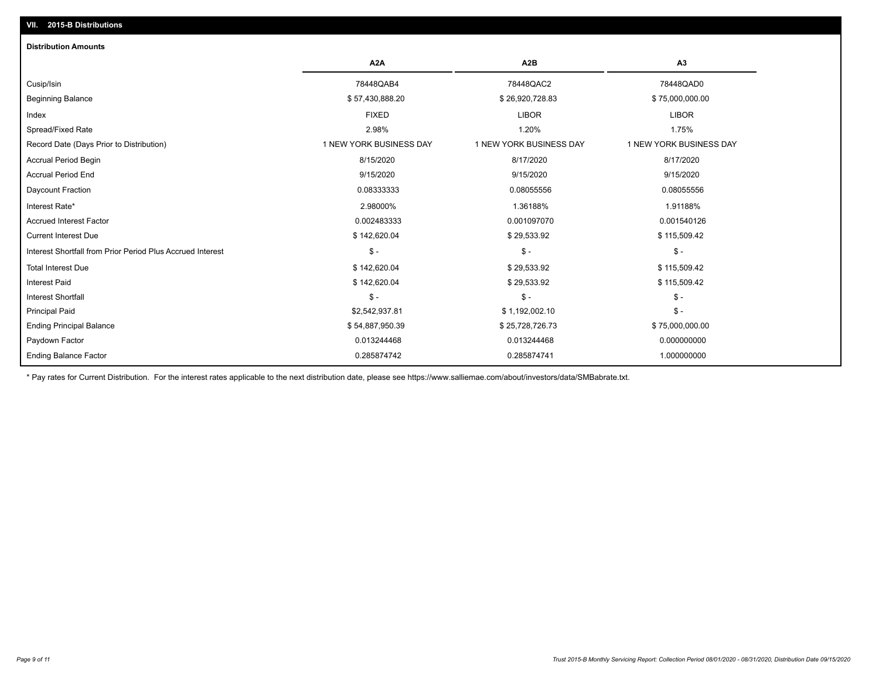## VII. 2015-B Distributions

### Distribution Amounts

| | A2A | A2B | A3 |
|---|---|---|---|
| Cusip/Isin | 78448QAB4 | 78448QAC2 | 78448QAD0 |
| Beginning Balance | $ 57,430,888.20 | $ 26,920,728.83 | $ 75,000,000.00 |
| Index | FIXED | LIBOR | LIBOR |
| Spread/Fixed Rate | 2.98% | 1.20% | 1.75% |
| Record Date (Days Prior to Distribution) | 1 NEW YORK BUSINESS DAY | 1 NEW YORK BUSINESS DAY | 1 NEW YORK BUSINESS DAY |
| Accrual Period Begin | 8/15/2020 | 8/17/2020 | 8/17/2020 |
| Accrual Period End | 9/15/2020 | 9/15/2020 | 9/15/2020 |
| Daycount Fraction | 0.08333333 | 0.08055556 | 0.08055556 |
| Interest Rate* | 2.98000% | 1.36188% | 1.91188% |
| Accrued Interest Factor | 0.002483333 | 0.001097070 | 0.001540126 |
| Current Interest Due | $ 142,620.04 | $ 29,533.92 | $ 115,509.42 |
| Interest Shortfall from Prior Period Plus Accrued Interest | $ - | $ - | $ - |
| Total Interest Due | $ 142,620.04 | $ 29,533.92 | $ 115,509.42 |
| Interest Paid | $ 142,620.04 | $ 29,533.92 | $ 115,509.42 |
| Interest Shortfall | $ - | $ - | $ - |
| Principal Paid | $2,542,937.81 | $ 1,192,002.10 | $ - |
| Ending Principal Balance | $ 54,887,950.39 | $ 25,728,726.73 | $ 75,000,000.00 |
| Paydown Factor | 0.013244468 | 0.013244468 | 0.000000000 |
| Ending Balance Factor | 0.285874742 | 0.285874741 | 1.000000000 |

* Pay rates for Current Distribution. For the interest rates applicable to the next distribution date, please see https://www.salliemae.com/about/investors/data/SMBabrate.txt.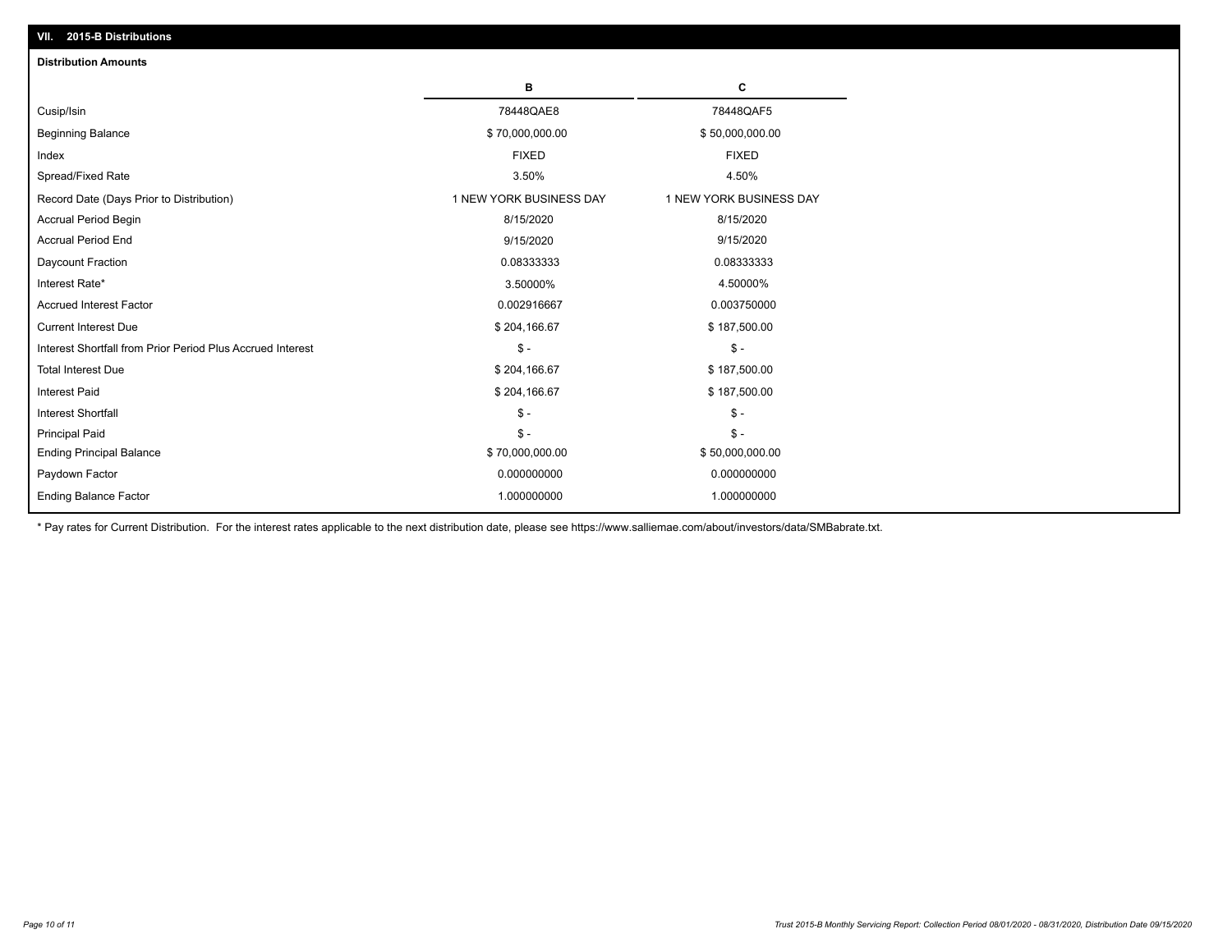## VII. 2015-B Distributions

**Distribution Amounts**

| | B | C |
|---|---|---|
| Cusip/Isin | 78448QAE8 | 78448QAF5 |
| Beginning Balance | $ 70,000,000.00 | $ 50,000,000.00 |
| Index | FIXED | FIXED |
| Spread/Fixed Rate | 3.50% | 4.50% |
| Record Date (Days Prior to Distribution) | 1 NEW YORK BUSINESS DAY | 1 NEW YORK BUSINESS DAY |
| Accrual Period Begin | 8/15/2020 | 8/15/2020 |
| Accrual Period End | 9/15/2020 | 9/15/2020 |
| Daycount Fraction | 0.08333333 | 0.08333333 |
| Interest Rate* | 3.50000% | 4.50000% |
| Accrued Interest Factor | 0.002916667 | 0.003750000 |
| Current Interest Due | $ 204,166.67 | $ 187,500.00 |
| Interest Shortfall from Prior Period Plus Accrued Interest | $ - | $ - |
| Total Interest Due | $ 204,166.67 | $ 187,500.00 |
| Interest Paid | $ 204,166.67 | $ 187,500.00 |
| Interest Shortfall | $ - | $ - |
| Principal Paid | $ - | $ - |
| Ending Principal Balance | $ 70,000,000.00 | $ 50,000,000.00 |
| Paydown Factor | 0.000000000 | 0.000000000 |
| Ending Balance Factor | 1.000000000 | 1.000000000 |

* Pay rates for Current Distribution. For the interest rates applicable to the next distribution date, please see https://www.salliemae.com/about/investors/data/SMBabrate.txt.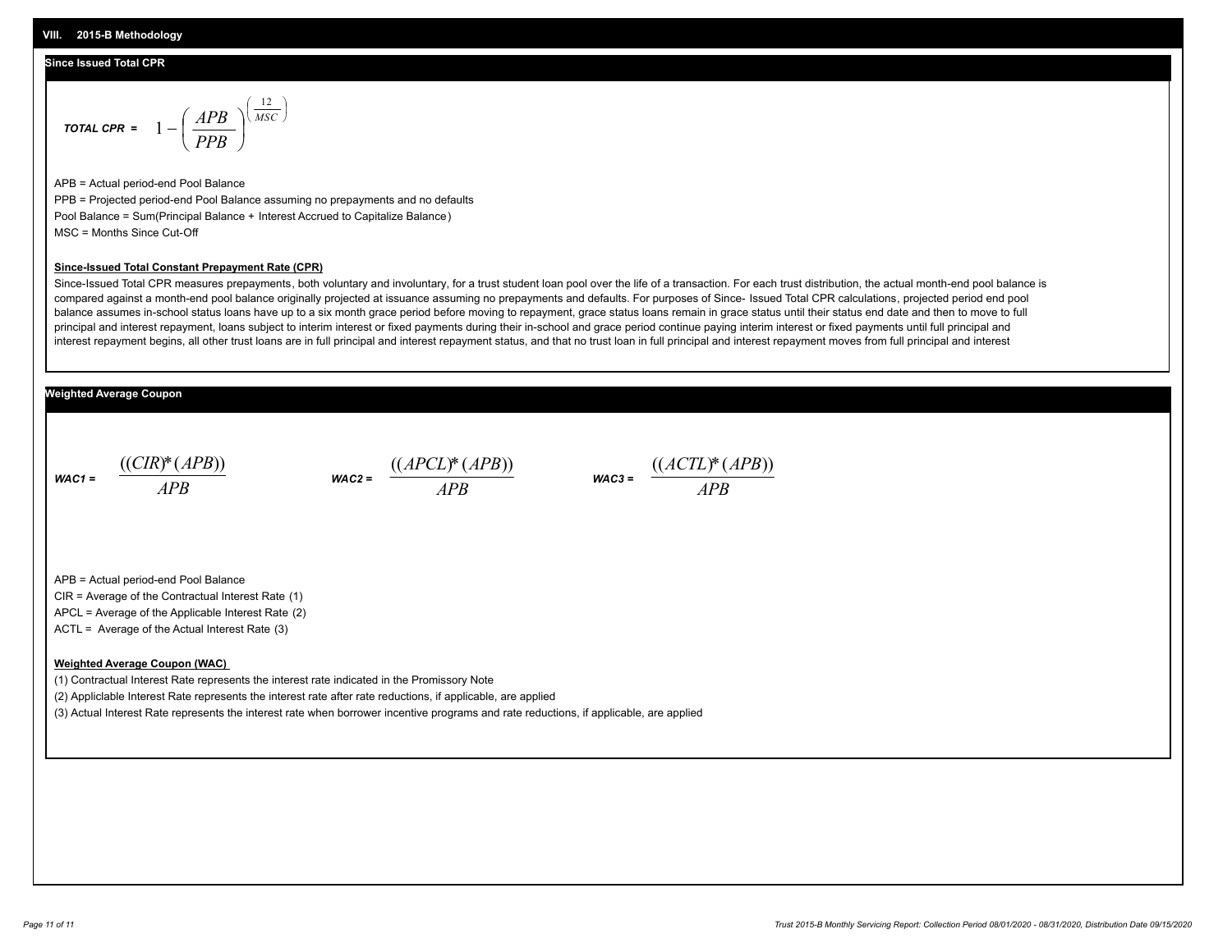## VIII. 2015-B Methodology

### Since Issued Total CPR

$$\textbf{TOTAL CPR} = 1 - \left(\frac{APB}{PPB}\right)^{\left(\frac{12}{MSC}\right)}$$

APB = Actual period-end Pool Balance

PPB = Projected period-end Pool Balance assuming no prepayments and no defaults

Pool Balance = Sum(Principal Balance + Interest Accrued to Capitalize Balance)

MSC = Months Since Cut-Off

**Since-Issued Total Constant Prepayment Rate (CPR)**

Since-Issued Total CPR measures prepayments, both voluntary and involuntary, for a trust student loan pool over the life of a transaction. For each trust distribution, the actual month-end pool balance is compared against a month-end pool balance originally projected at issuance assuming no prepayments and defaults. For purposes of Since- Issued Total CPR calculations, projected period end pool balance assumes in-school status loans have up to a six month grace period before moving to repayment, grace status loans remain in grace status until their status end date and then to move to full principal and interest repayment, loans subject to interim interest or fixed payments during their in-school and grace period continue paying interim interest or fixed payments until full principal and interest repayment begins, all other trust loans are in full principal and interest repayment status, and that no trust loan in full principal and interest repayment moves from full principal and interest

### Weighted Average Coupon

$$\textbf{WAC1} = \frac{((CIR)*(APB))}{APB} \qquad \textbf{WAC2} = \frac{((APCL)*(APB))}{APB} \qquad \textbf{WAC3} = \frac{((ACTL)*(APB))}{APB}$$

APB = Actual period-end Pool Balance

CIR = Average of the Contractual Interest Rate (1)

APCL = Average of the Applicable Interest Rate (2)

ACTL = Average of the Actual Interest Rate (3)

**Weighted Average Coupon (WAC)**

(1) Contractual Interest Rate represents the interest rate indicated in the Promissory Note

(2) Appliclable Interest Rate represents the interest rate after rate reductions, if applicable, are applied

(3) Actual Interest Rate represents the interest rate when borrower incentive programs and rate reductions, if applicable, are applied